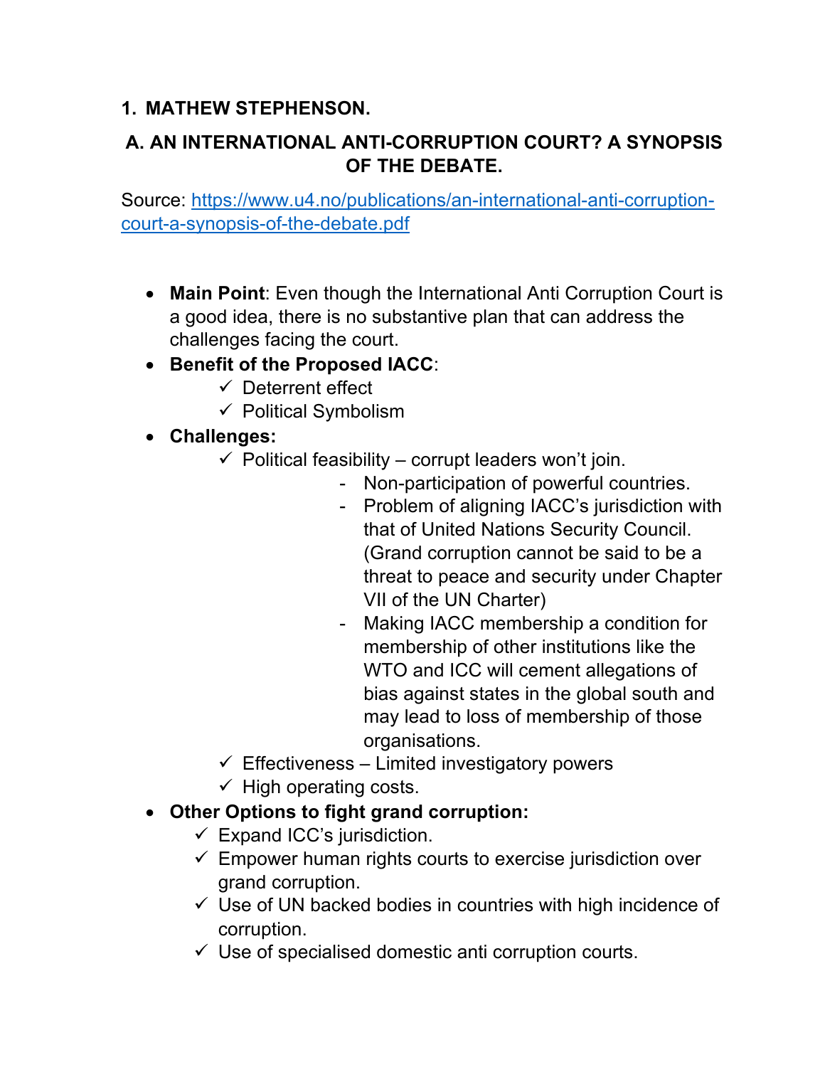## 1. MATHEW STEPHENSON.

### A. AN INTERNATIONAL ANTI-CORRUPTION COURT? A SYNOPSIS OF THE DEBATE.

Source: [https://www.u4.no/publications/an-international-anti-corruption-court-a-synopsis-of-the-debate.pdf](https://www.u4.no/publications/an-international-anti-corruption-court-a-synopsis-of-the-debate.pdf)

- **Main Point**: Even though the International Anti Corruption Court is a good idea, there is no substantive plan that can address the challenges facing the court.
- **Benefit of the Proposed IACC**:
  - ✓ Deterrent effect
  - ✓ Political Symbolism
- **Challenges:**
  - ✓ Political feasibility – corrupt leaders won't join.
    - Non-participation of powerful countries.
    - Problem of aligning IACC's jurisdiction with that of United Nations Security Council. (Grand corruption cannot be said to be a threat to peace and security under Chapter VII of the UN Charter)
    - Making IACC membership a condition for membership of other institutions like the WTO and ICC will cement allegations of bias against states in the global south and may lead to loss of membership of those organisations.
  - ✓ Effectiveness – Limited investigatory powers
  - ✓ High operating costs.
- **Other Options to fight grand corruption:**
  - ✓ Expand ICC's jurisdiction.
  - ✓ Empower human rights courts to exercise jurisdiction over grand corruption.
  - ✓ Use of UN backed bodies in countries with high incidence of corruption.
  - ✓ Use of specialised domestic anti corruption courts.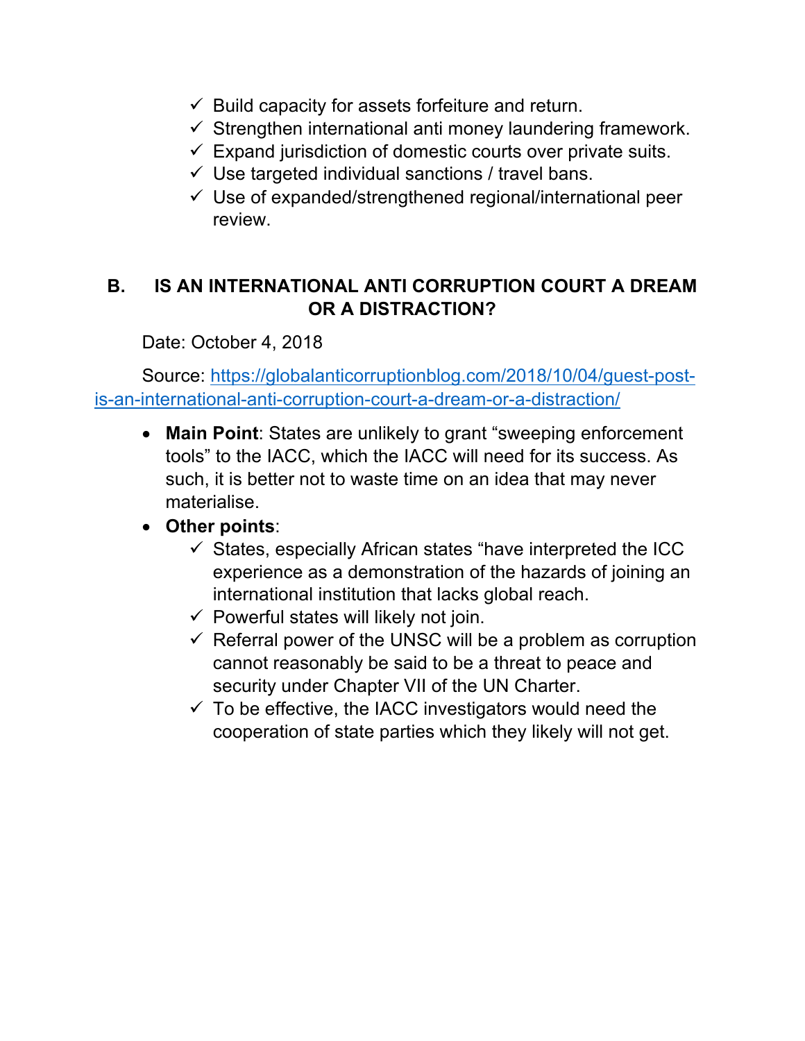- ✓ Build capacity for assets forfeiture and return.
- ✓ Strengthen international anti money laundering framework.
- ✓ Expand jurisdiction of domestic courts over private suits.
- ✓ Use targeted individual sanctions / travel bans.
- ✓ Use of expanded/strengthened regional/international peer review.

## B. IS AN INTERNATIONAL ANTI CORRUPTION COURT A DREAM OR A DISTRACTION?

Date: October 4, 2018

Source: [https://globalanticorruptionblog.com/2018/10/04/guest-post-is-an-international-anti-corruption-court-a-dream-or-a-distraction/](https://globalanticorruptionblog.com/2018/10/04/guest-post-is-an-international-anti-corruption-court-a-dream-or-a-distraction/)

- **Main Point**: States are unlikely to grant "sweeping enforcement tools" to the IACC, which the IACC will need for its success. As such, it is better not to waste time on an idea that may never materialise.
- **Other points**:
  - ✓ States, especially African states "have interpreted the ICC experience as a demonstration of the hazards of joining an international institution that lacks global reach.
  - ✓ Powerful states will likely not join.
  - ✓ Referral power of the UNSC will be a problem as corruption cannot reasonably be said to be a threat to peace and security under Chapter VII of the UN Charter.
  - ✓ To be effective, the IACC investigators would need the cooperation of state parties which they likely will not get.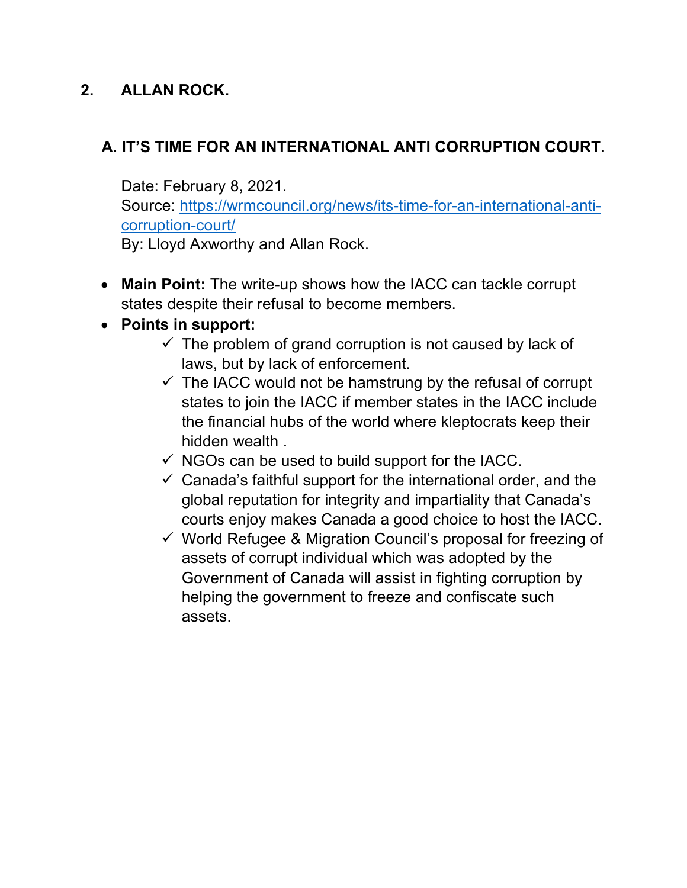## 2. ALLAN ROCK.

### A. IT'S TIME FOR AN INTERNATIONAL ANTI CORRUPTION COURT.

Date: February 8, 2021.
Source: https://wrmcouncil.org/news/its-time-for-an-international-anti-corruption-court/
By: Lloyd Axworthy and Allan Rock.

- **Main Point:** The write-up shows how the IACC can tackle corrupt states despite their refusal to become members.
- **Points in support:**
  - ✓ The problem of grand corruption is not caused by lack of laws, but by lack of enforcement.
  - ✓ The IACC would not be hamstrung by the refusal of corrupt states to join the IACC if member states in the IACC include the financial hubs of the world where kleptocrats keep their hidden wealth .
  - ✓ NGOs can be used to build support for the IACC.
  - ✓ Canada's faithful support for the international order, and the global reputation for integrity and impartiality that Canada's courts enjoy makes Canada a good choice to host the IACC.
  - ✓ World Refugee & Migration Council's proposal for freezing of assets of corrupt individual which was adopted by the Government of Canada will assist in fighting corruption by helping the government to freeze and confiscate such assets.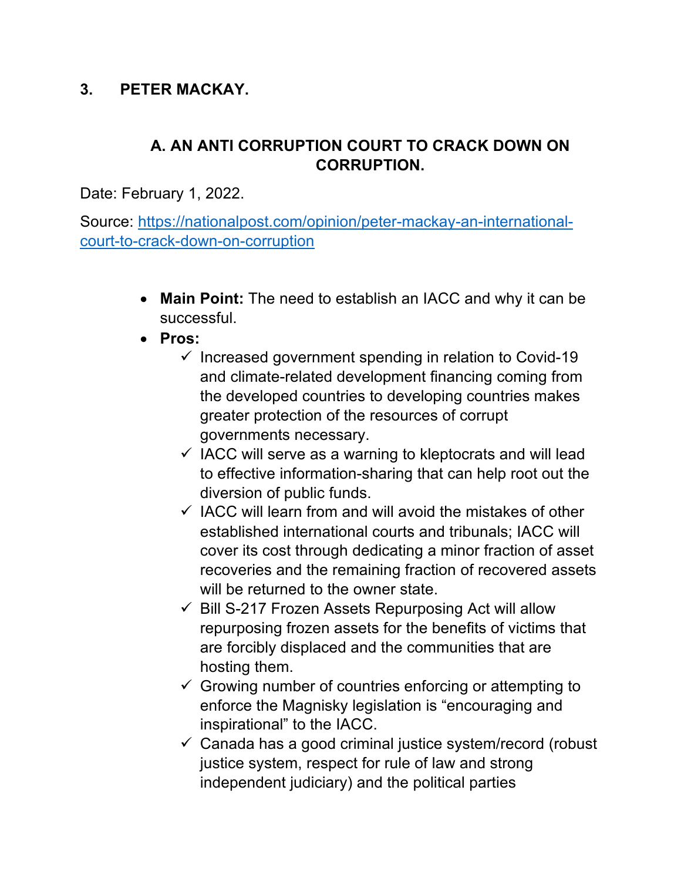## 3. PETER MACKAY.

### A. AN ANTI CORRUPTION COURT TO CRACK DOWN ON CORRUPTION.

Date: February 1, 2022.

Source: [https://nationalpost.com/opinion/peter-mackay-an-international-court-to-crack-down-on-corruption](https://nationalpost.com/opinion/peter-mackay-an-international-court-to-crack-down-on-corruption)

- **Main Point:** The need to establish an IACC and why it can be successful.
- **Pros:**
  - ✓ Increased government spending in relation to Covid-19 and climate-related development financing coming from the developed countries to developing countries makes greater protection of the resources of corrupt governments necessary.
  - ✓ IACC will serve as a warning to kleptocrats and will lead to effective information-sharing that can help root out the diversion of public funds.
  - ✓ IACC will learn from and will avoid the mistakes of other established international courts and tribunals; IACC will cover its cost through dedicating a minor fraction of asset recoveries and the remaining fraction of recovered assets will be returned to the owner state.
  - ✓ Bill S-217 Frozen Assets Repurposing Act will allow repurposing frozen assets for the benefits of victims that are forcibly displaced and the communities that are hosting them.
  - ✓ Growing number of countries enforcing or attempting to enforce the Magnisky legislation is "encouraging and inspirational" to the IACC.
  - ✓ Canada has a good criminal justice system/record (robust justice system, respect for rule of law and strong independent judiciary) and the political parties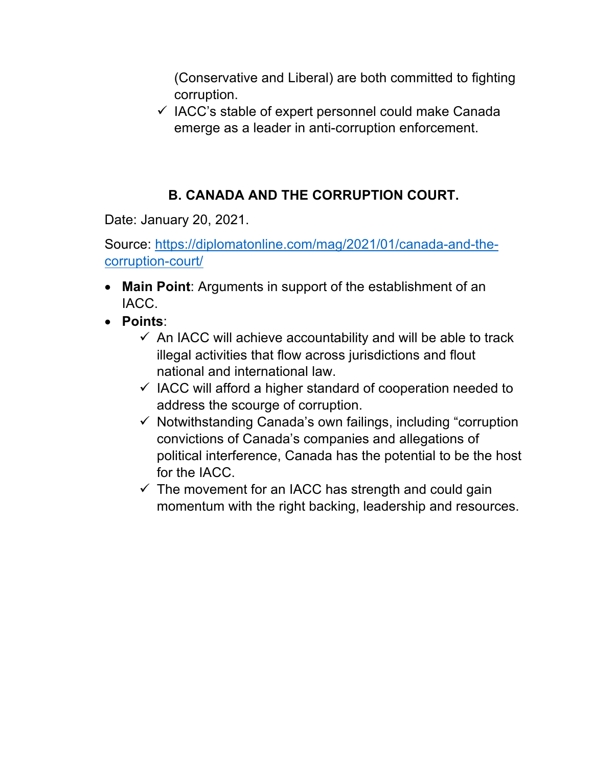(Conservative and Liberal) are both committed to fighting corruption.

- ✓ IACC's stable of expert personnel could make Canada emerge as a leader in anti-corruption enforcement.

## B. CANADA AND THE CORRUPTION COURT.

Date: January 20, 2021.

Source: [https://diplomatonline.com/mag/2021/01/canada-and-the-corruption-court/](https://diplomatonline.com/mag/2021/01/canada-and-the-corruption-court/)

- **Main Point**: Arguments in support of the establishment of an IACC.
- **Points**:
  - ✓ An IACC will achieve accountability and will be able to track illegal activities that flow across jurisdictions and flout national and international law.
  - ✓ IACC will afford a higher standard of cooperation needed to address the scourge of corruption.
  - ✓ Notwithstanding Canada's own failings, including "corruption convictions of Canada's companies and allegations of political interference, Canada has the potential to be the host for the IACC.
  - ✓ The movement for an IACC has strength and could gain momentum with the right backing, leadership and resources.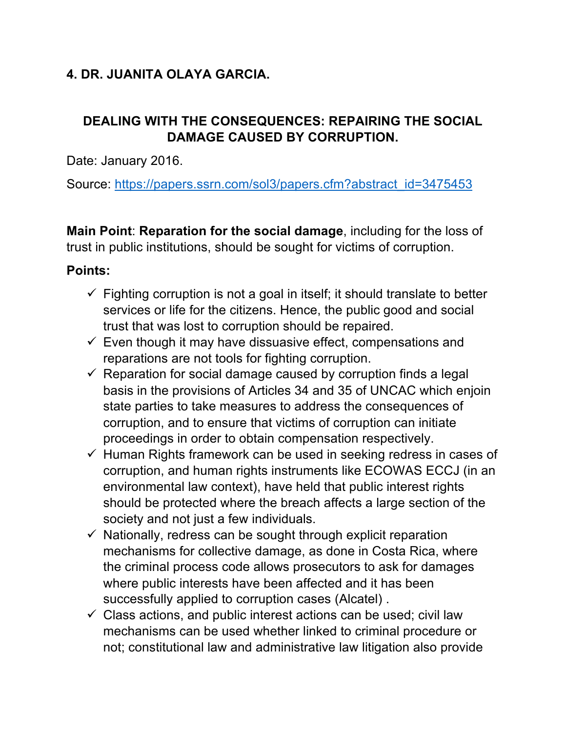## 4. DR. JUANITA OLAYA GARCIA.

### DEALING WITH THE CONSEQUENCES: REPAIRING THE SOCIAL DAMAGE CAUSED BY CORRUPTION.

Date: January 2016.

Source: https://papers.ssrn.com/sol3/papers.cfm?abstract_id=3475453

**Main Point**: **Reparation for the social damage**, including for the loss of trust in public institutions, should be sought for victims of corruption.

**Points:**

- ✓ Fighting corruption is not a goal in itself; it should translate to better services or life for the citizens. Hence, the public good and social trust that was lost to corruption should be repaired.
- ✓ Even though it may have dissuasive effect, compensations and reparations are not tools for fighting corruption.
- ✓ Reparation for social damage caused by corruption finds a legal basis in the provisions of Articles 34 and 35 of UNCAC which enjoin state parties to take measures to address the consequences of corruption, and to ensure that victims of corruption can initiate proceedings in order to obtain compensation respectively.
- ✓ Human Rights framework can be used in seeking redress in cases of corruption, and human rights instruments like ECOWAS ECCJ (in an environmental law context), have held that public interest rights should be protected where the breach affects a large section of the society and not just a few individuals.
- ✓ Nationally, redress can be sought through explicit reparation mechanisms for collective damage, as done in Costa Rica, where the criminal process code allows prosecutors to ask for damages where public interests have been affected and it has been successfully applied to corruption cases (Alcatel) .
- ✓ Class actions, and public interest actions can be used; civil law mechanisms can be used whether linked to criminal procedure or not; constitutional law and administrative law litigation also provide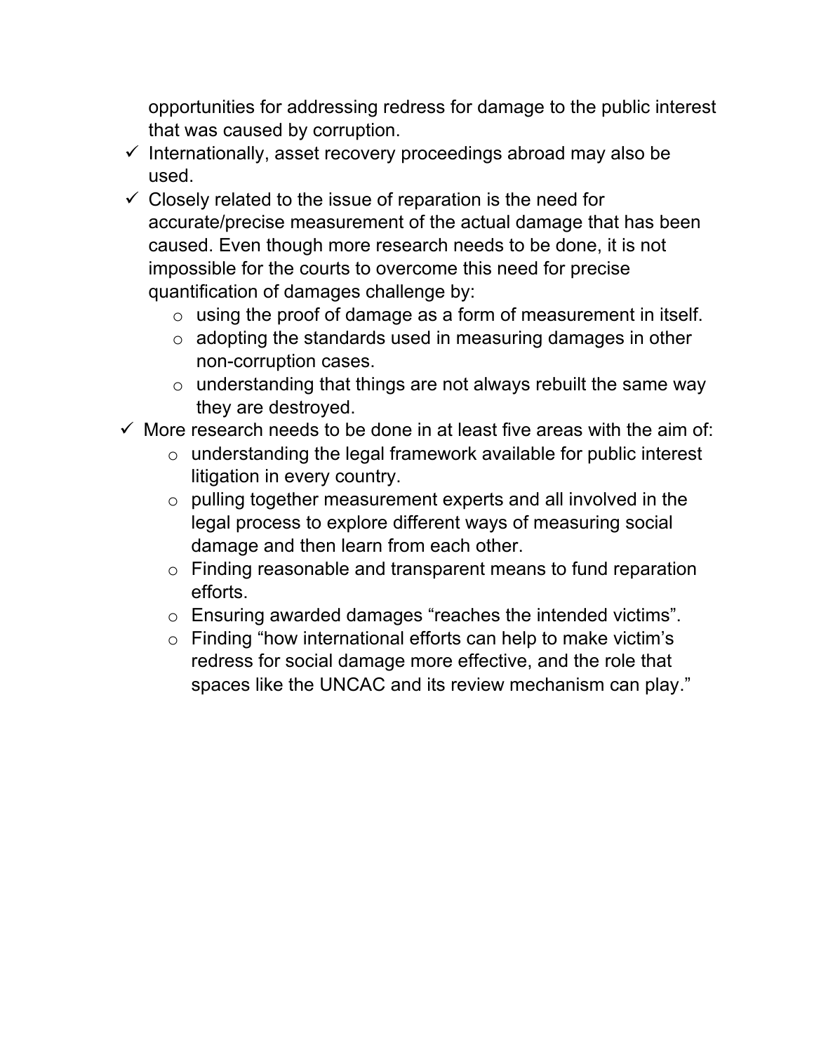opportunities for addressing redress for damage to the public interest that was caused by corruption.

- ✓ Internationally, asset recovery proceedings abroad may also be used.
- ✓ Closely related to the issue of reparation is the need for accurate/precise measurement of the actual damage that has been caused. Even though more research needs to be done, it is not impossible for the courts to overcome this need for precise quantification of damages challenge by:
  - o using the proof of damage as a form of measurement in itself.
  - o adopting the standards used in measuring damages in other non-corruption cases.
  - o understanding that things are not always rebuilt the same way they are destroyed.
- ✓ More research needs to be done in at least five areas with the aim of:
  - o understanding the legal framework available for public interest litigation in every country.
  - o pulling together measurement experts and all involved in the legal process to explore different ways of measuring social damage and then learn from each other.
  - o Finding reasonable and transparent means to fund reparation efforts.
  - o Ensuring awarded damages "reaches the intended victims".
  - o Finding "how international efforts can help to make victim's redress for social damage more effective, and the role that spaces like the UNCAC and its review mechanism can play."